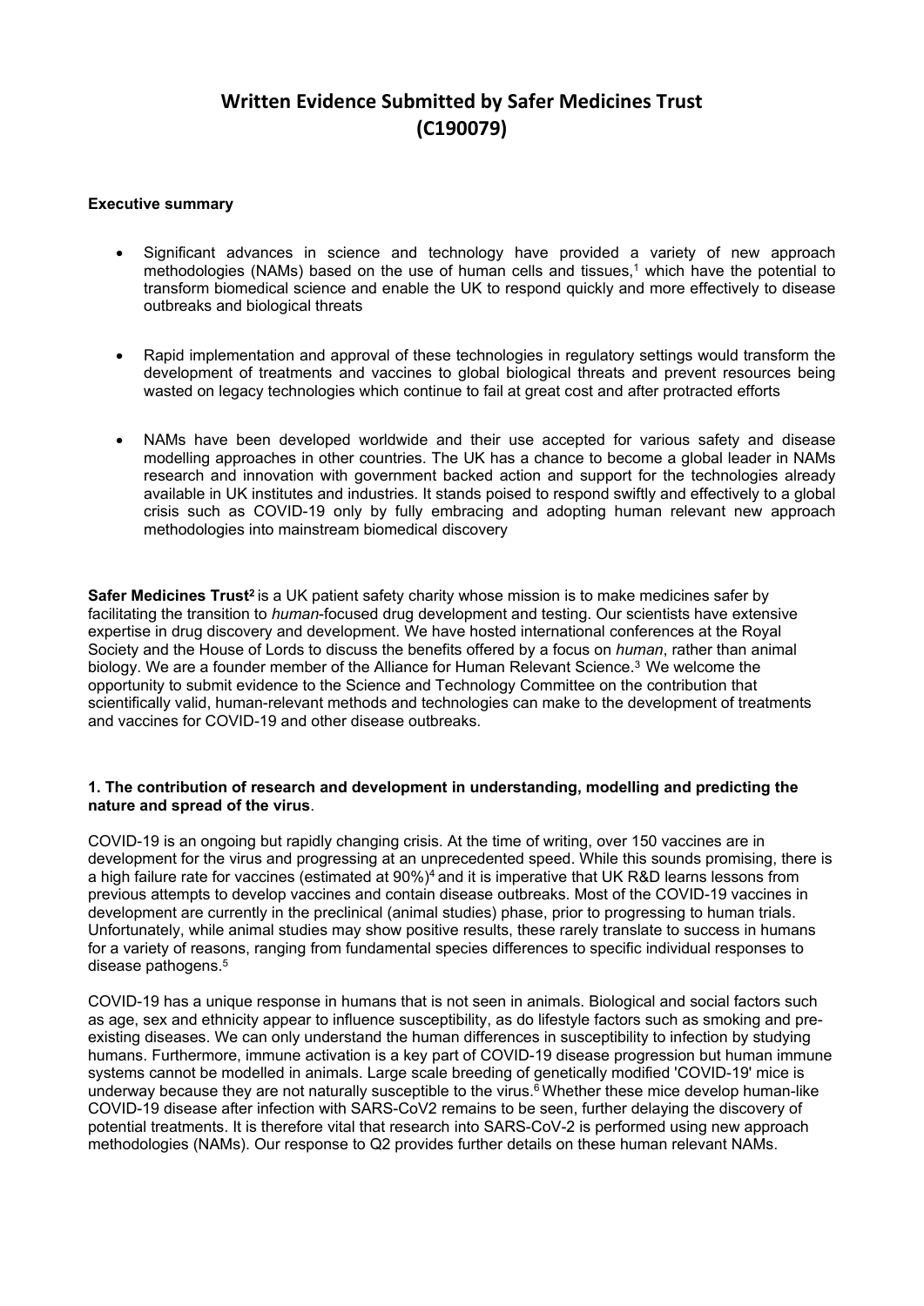# Written Evidence Submitted by Safer Medicines Trust (C190079)

**Executive summary**

- Significant advances in science and technology have provided a variety of new approach methodologies (NAMs) based on the use of human cells and tissues,[1] which have the potential to transform biomedical science and enable the UK to respond quickly and more effectively to disease outbreaks and biological threats

- Rapid implementation and approval of these technologies in regulatory settings would transform the development of treatments and vaccines to global biological threats and prevent resources being wasted on legacy technologies which continue to fail at great cost and after protracted efforts

- NAMs have been developed worldwide and their use accepted for various safety and disease modelling approaches in other countries. The UK has a chance to become a global leader in NAMs research and innovation with government backed action and support for the technologies already available in UK institutes and industries. It stands poised to respond swiftly and effectively to a global crisis such as COVID-19 only by fully embracing and adopting human relevant new approach methodologies into mainstream biomedical discovery

**Safer Medicines Trust[2]** is a UK patient safety charity whose mission is to make medicines safer by facilitating the transition to *human*-focused drug development and testing. Our scientists have extensive expertise in drug discovery and development. We have hosted international conferences at the Royal Society and the House of Lords to discuss the benefits offered by a focus on *human*, rather than animal biology. We are a founder member of the Alliance for Human Relevant Science.[3] We welcome the opportunity to submit evidence to the Science and Technology Committee on the contribution that scientifically valid, human-relevant methods and technologies can make to the development of treatments and vaccines for COVID-19 and other disease outbreaks.

**1. The contribution of research and development in understanding, modelling and predicting the nature and spread of the virus**.

COVID-19 is an ongoing but rapidly changing crisis. At the time of writing, over 150 vaccines are in development for the virus and progressing at an unprecedented speed. While this sounds promising, there is a high failure rate for vaccines (estimated at 90%)[4] and it is imperative that UK R&D learns lessons from previous attempts to develop vaccines and contain disease outbreaks. Most of the COVID-19 vaccines in development are currently in the preclinical (animal studies) phase, prior to progressing to human trials. Unfortunately, while animal studies may show positive results, these rarely translate to success in humans for a variety of reasons, ranging from fundamental species differences to specific individual responses to disease pathogens.[5]

COVID-19 has a unique response in humans that is not seen in animals. Biological and social factors such as age, sex and ethnicity appear to influence susceptibility, as do lifestyle factors such as smoking and pre-existing diseases. We can only understand the human differences in susceptibility to infection by studying humans. Furthermore, immune activation is a key part of COVID-19 disease progression but human immune systems cannot be modelled in animals. Large scale breeding of genetically modified 'COVID-19' mice is underway because they are not naturally susceptible to the virus.[6] Whether these mice develop human-like COVID-19 disease after infection with SARS-CoV2 remains to be seen, further delaying the discovery of potential treatments. It is therefore vital that research into SARS-CoV-2 is performed using new approach methodologies (NAMs). Our response to Q2 provides further details on these human relevant NAMs.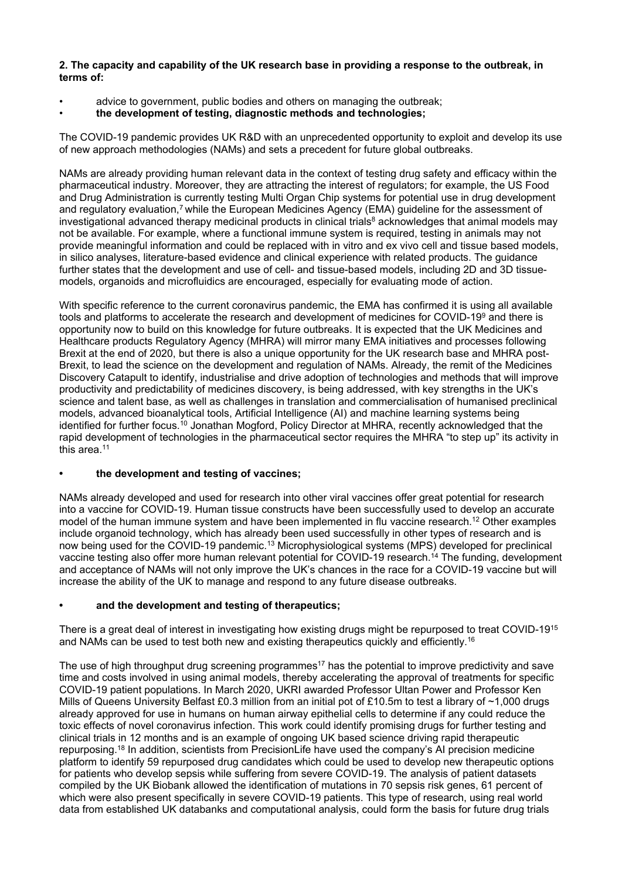**2. The capacity and capability of the UK research base in providing a response to the outbreak, in terms of:**

- advice to government, public bodies and others on managing the outbreak;
- **the development of testing, diagnostic methods and technologies;**

The COVID-19 pandemic provides UK R&D with an unprecedented opportunity to exploit and develop its use of new approach methodologies (NAMs) and sets a precedent for future global outbreaks.

NAMs are already providing human relevant data in the context of testing drug safety and efficacy within the pharmaceutical industry. Moreover, they are attracting the interest of regulators; for example, the US Food and Drug Administration is currently testing Multi Organ Chip systems for potential use in drug development and regulatory evaluation,[7] while the European Medicines Agency (EMA) guideline for the assessment of investigational advanced therapy medicinal products in clinical trials[8] acknowledges that animal models may not be available. For example, where a functional immune system is required, testing in animals may not provide meaningful information and could be replaced with in vitro and ex vivo cell and tissue based models, in silico analyses, literature-based evidence and clinical experience with related products. The guidance further states that the development and use of cell- and tissue-based models, including 2D and 3D tissue-models, organoids and microfluidics are encouraged, especially for evaluating mode of action.

With specific reference to the current coronavirus pandemic, the EMA has confirmed it is using all available tools and platforms to accelerate the research and development of medicines for COVID-19[9] and there is opportunity now to build on this knowledge for future outbreaks. It is expected that the UK Medicines and Healthcare products Regulatory Agency (MHRA) will mirror many EMA initiatives and processes following Brexit at the end of 2020, but there is also a unique opportunity for the UK research base and MHRA post-Brexit, to lead the science on the development and regulation of NAMs. Already, the remit of the Medicines Discovery Catapult to identify, industrialise and drive adoption of technologies and methods that will improve productivity and predictability of medicines discovery, is being addressed, with key strengths in the UK's science and talent base, as well as challenges in translation and commercialisation of humanised preclinical models, advanced bioanalytical tools, Artificial Intelligence (AI) and machine learning systems being identified for further focus.[10] Jonathan Mogford, Policy Director at MHRA, recently acknowledged that the rapid development of technologies in the pharmaceutical sector requires the MHRA "to step up" its activity in this area.[11]

- **the development and testing of vaccines;**

NAMs already developed and used for research into other viral vaccines offer great potential for research into a vaccine for COVID-19. Human tissue constructs have been successfully used to develop an accurate model of the human immune system and have been implemented in flu vaccine research.[12] Other examples include organoid technology, which has already been used successfully in other types of research and is now being used for the COVID-19 pandemic.[13] Microphysiological systems (MPS) developed for preclinical vaccine testing also offer more human relevant potential for COVID-19 research.[14] The funding, development and acceptance of NAMs will not only improve the UK's chances in the race for a COVID-19 vaccine but will increase the ability of the UK to manage and respond to any future disease outbreaks.

- **and the development and testing of therapeutics;**

There is a great deal of interest in investigating how existing drugs might be repurposed to treat COVID-19[15] and NAMs can be used to test both new and existing therapeutics quickly and efficiently.[16]

The use of high throughput drug screening programmes[17] has the potential to improve predictivity and save time and costs involved in using animal models, thereby accelerating the approval of treatments for specific COVID-19 patient populations. In March 2020, UKRI awarded Professor Ultan Power and Professor Ken Mills of Queens University Belfast £0.3 million from an initial pot of £10.5m to test a library of ~1,000 drugs already approved for use in humans on human airway epithelial cells to determine if any could reduce the toxic effects of novel coronavirus infection. This work could identify promising drugs for further testing and clinical trials in 12 months and is an example of ongoing UK based science driving rapid therapeutic repurposing.[18] In addition, scientists from PrecisionLife have used the company's AI precision medicine platform to identify 59 repurposed drug candidates which could be used to develop new therapeutic options for patients who develop sepsis while suffering from severe COVID-19. The analysis of patient datasets compiled by the UK Biobank allowed the identification of mutations in 70 sepsis risk genes, 61 percent of which were also present specifically in severe COVID-19 patients. This type of research, using real world data from established UK databanks and computational analysis, could form the basis for future drug trials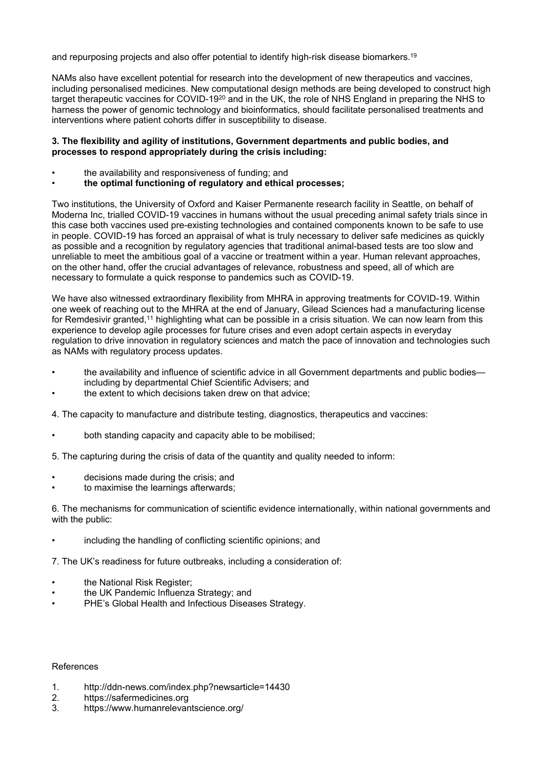and repurposing projects and also offer potential to identify high-risk disease biomarkers.[19]

NAMs also have excellent potential for research into the development of new therapeutics and vaccines, including personalised medicines. New computational design methods are being developed to construct high target therapeutic vaccines for COVID-19[20] and in the UK, the role of NHS England in preparing the NHS to harness the power of genomic technology and bioinformatics, should facilitate personalised treatments and interventions where patient cohorts differ in susceptibility to disease.

**3. The flexibility and agility of institutions, Government departments and public bodies, and processes to respond appropriately during the crisis including:**

- the availability and responsiveness of funding; and
- **the optimal functioning of regulatory and ethical processes;**

Two institutions, the University of Oxford and Kaiser Permanente research facility in Seattle, on behalf of Moderna Inc, trialled COVID-19 vaccines in humans without the usual preceding animal safety trials since in this case both vaccines used pre-existing technologies and contained components known to be safe to use in people. COVID-19 has forced an appraisal of what is truly necessary to deliver safe medicines as quickly as possible and a recognition by regulatory agencies that traditional animal-based tests are too slow and unreliable to meet the ambitious goal of a vaccine or treatment within a year. Human relevant approaches, on the other hand, offer the crucial advantages of relevance, robustness and speed, all of which are necessary to formulate a quick response to pandemics such as COVID-19.

We have also witnessed extraordinary flexibility from MHRA in approving treatments for COVID-19. Within one week of reaching out to the MHRA at the end of January, Gilead Sciences had a manufacturing license for Remdesivir granted,[11] highlighting what can be possible in a crisis situation. We can now learn from this experience to develop agile processes for future crises and even adopt certain aspects in everyday regulation to drive innovation in regulatory sciences and match the pace of innovation and technologies such as NAMs with regulatory process updates.

- the availability and influence of scientific advice in all Government departments and public bodies—including by departmental Chief Scientific Advisers; and
- the extent to which decisions taken drew on that advice;

4. The capacity to manufacture and distribute testing, diagnostics, therapeutics and vaccines:

- both standing capacity and capacity able to be mobilised;

5. The capturing during the crisis of data of the quantity and quality needed to inform:

- decisions made during the crisis; and
- to maximise the learnings afterwards;

6. The mechanisms for communication of scientific evidence internationally, within national governments and with the public:

- including the handling of conflicting scientific opinions; and

7. The UK's readiness for future outbreaks, including a consideration of:

- the National Risk Register;
- the UK Pandemic Influenza Strategy; and
- PHE's Global Health and Infectious Diseases Strategy.

References

1. http://ddn-news.com/index.php?newsarticle=14430
2. https://safermedicines.org
3. https://www.humanrelevantscience.org/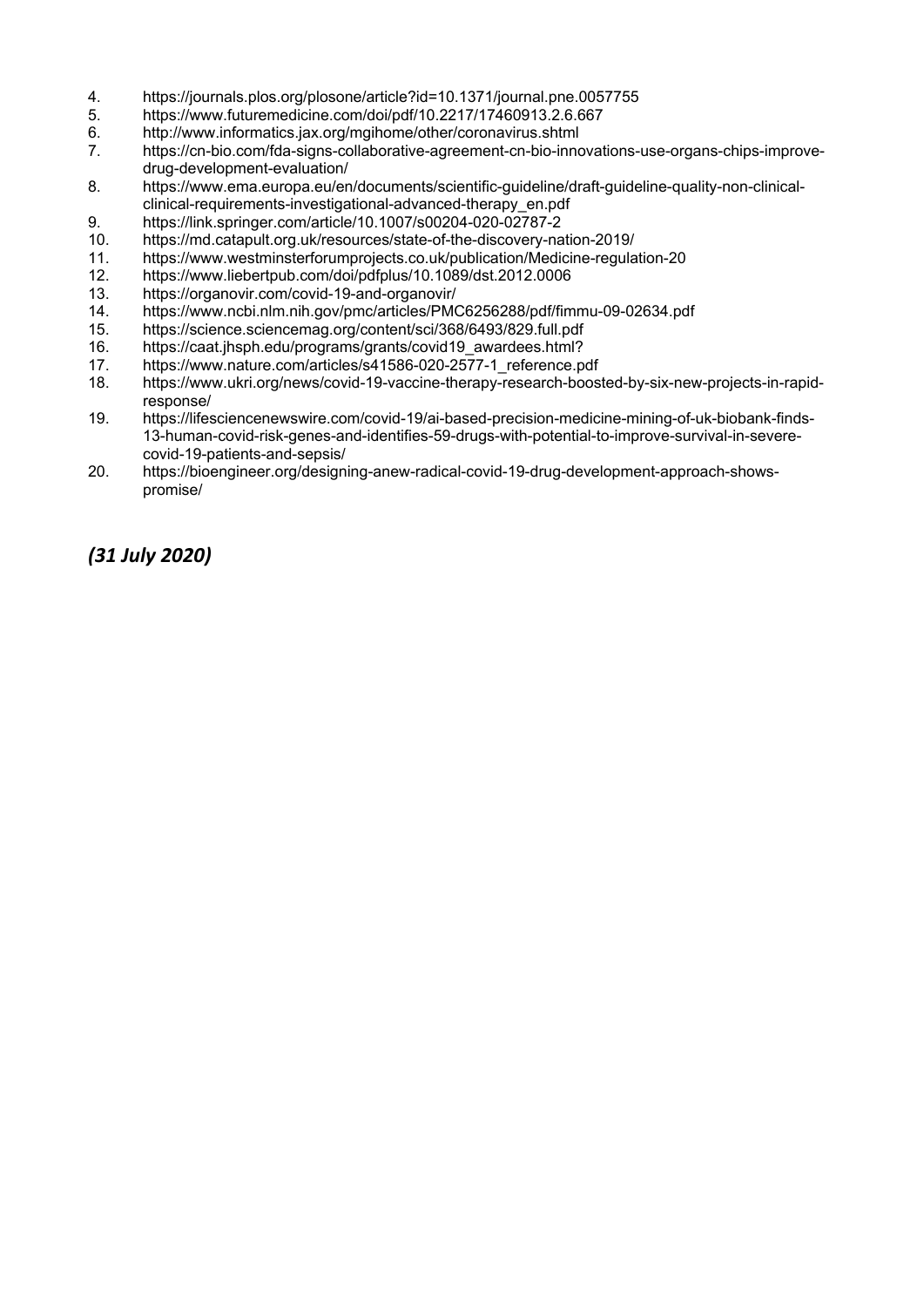4. https://journals.plos.org/plosone/article?id=10.1371/journal.pne.0057755
5. https://www.futuremedicine.com/doi/pdf/10.2217/17460913.2.6.667
6. http://www.informatics.jax.org/mgihome/other/coronavirus.shtml
7. https://cn-bio.com/fda-signs-collaborative-agreement-cn-bio-innovations-use-organs-chips-improve-drug-development-evaluation/
8. https://www.ema.europa.eu/en/documents/scientific-guideline/draft-guideline-quality-non-clinical-clinical-requirements-investigational-advanced-therapy_en.pdf
9. https://link.springer.com/article/10.1007/s00204-020-02787-2
10. https://md.catapult.org.uk/resources/state-of-the-discovery-nation-2019/
11. https://www.westminsterforumprojects.co.uk/publication/Medicine-regulation-20
12. https://www.liebertpub.com/doi/pdfplus/10.1089/dst.2012.0006
13. https://organovir.com/covid-19-and-organovir/
14. https://www.ncbi.nlm.nih.gov/pmc/articles/PMC6256288/pdf/fimmu-09-02634.pdf
15. https://science.sciencemag.org/content/sci/368/6493/829.full.pdf
16. https://caat.jhsph.edu/programs/grants/covid19_awardees.html?
17. https://www.nature.com/articles/s41586-020-2577-1_reference.pdf
18. https://www.ukri.org/news/covid-19-vaccine-therapy-research-boosted-by-six-new-projects-in-rapid-response/
19. https://lifesciencenewswire.com/covid-19/ai-based-precision-medicine-mining-of-uk-biobank-finds-13-human-covid-risk-genes-and-identifies-59-drugs-with-potential-to-improve-survival-in-severe-covid-19-patients-and-sepsis/
20. https://bioengineer.org/designing-anew-radical-covid-19-drug-development-approach-shows-promise/

***(31 July 2020)***